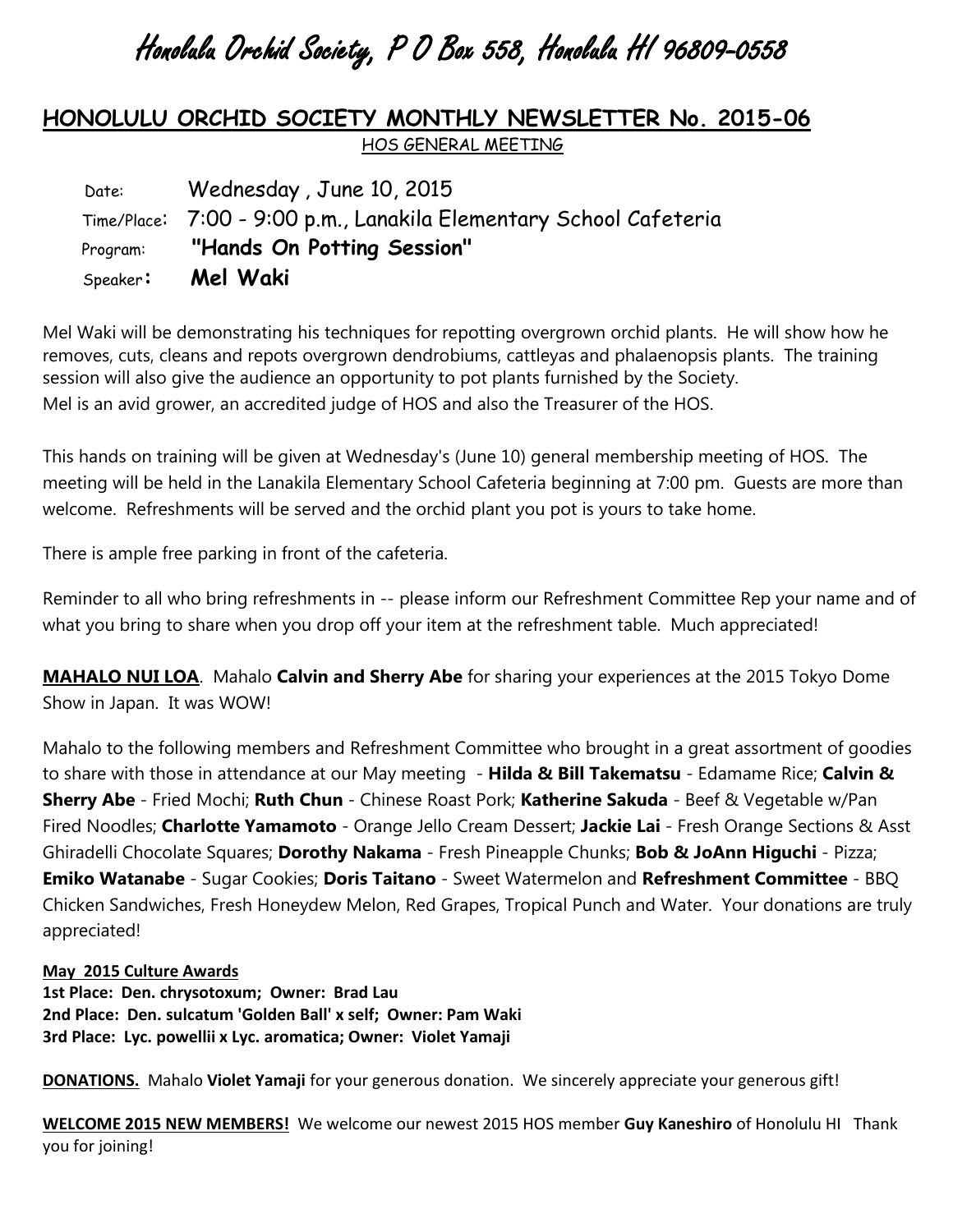# Honolulu Orchid Society, P O Box 558, Honolulu HI 96809-0558

## HONOLULU ORCHID SOCIETY MONTHLY NEWSLETTER No. 2015-06

HOS GENERAL MEETING

Date: Wednesday , June 10, 2015

Time/Place: 7:00 - 9:00 p.m., Lanakila Elementary School Cafeteria

Program: **"Hands On Potting Session"**

Speaker: **Mel Waki**

Mel Waki will be demonstrating his techniques for repotting overgrown orchid plants. He will show how he removes, cuts, cleans and repots overgrown dendrobiums, cattleyas and phalaenopsis plants. The training session will also give the audience an opportunity to pot plants furnished by the Society.
Mel is an avid grower, an accredited judge of HOS and also the Treasurer of the HOS.

This hands on training will be given at Wednesday's (June 10) general membership meeting of HOS. The meeting will be held in the Lanakila Elementary School Cafeteria beginning at 7:00 pm. Guests are more than welcome. Refreshments will be served and the orchid plant you pot is yours to take home.

There is ample free parking in front of the cafeteria.

Reminder to all who bring refreshments in -- please inform our Refreshment Committee Rep your name and of what you bring to share when you drop off your item at the refreshment table. Much appreciated!

**MAHALO NUI LOA**. Mahalo **Calvin and Sherry Abe** for sharing your experiences at the 2015 Tokyo Dome Show in Japan. It was WOW!

Mahalo to the following members and Refreshment Committee who brought in a great assortment of goodies to share with those in attendance at our May meeting - **Hilda & Bill Takematsu** - Edamame Rice; **Calvin & Sherry Abe** - Fried Mochi; **Ruth Chun** - Chinese Roast Pork; **Katherine Sakuda** - Beef & Vegetable w/Pan Fired Noodles; **Charlotte Yamamoto** - Orange Jello Cream Dessert; **Jackie Lai** - Fresh Orange Sections & Asst Ghiradelli Chocolate Squares; **Dorothy Nakama** - Fresh Pineapple Chunks; **Bob & JoAnn Higuchi** - Pizza; **Emiko Watanabe** - Sugar Cookies; **Doris Taitano** - Sweet Watermelon and **Refreshment Committee** - BBQ Chicken Sandwiches, Fresh Honeydew Melon, Red Grapes, Tropical Punch and Water. Your donations are truly appreciated!

**May 2015 Culture Awards**

**1st Place: Den. chrysotoxum; Owner: Brad Lau**
**2nd Place: Den. sulcatum 'Golden Ball' x self; Owner: Pam Waki**
**3rd Place: Lyc. powellii x Lyc. aromatica; Owner: Violet Yamaji**

**DONATIONS.** Mahalo **Violet Yamaji** for your generous donation. We sincerely appreciate your generous gift!

**WELCOME 2015 NEW MEMBERS!** We welcome our newest 2015 HOS member **Guy Kaneshiro** of Honolulu HI Thank you for joining!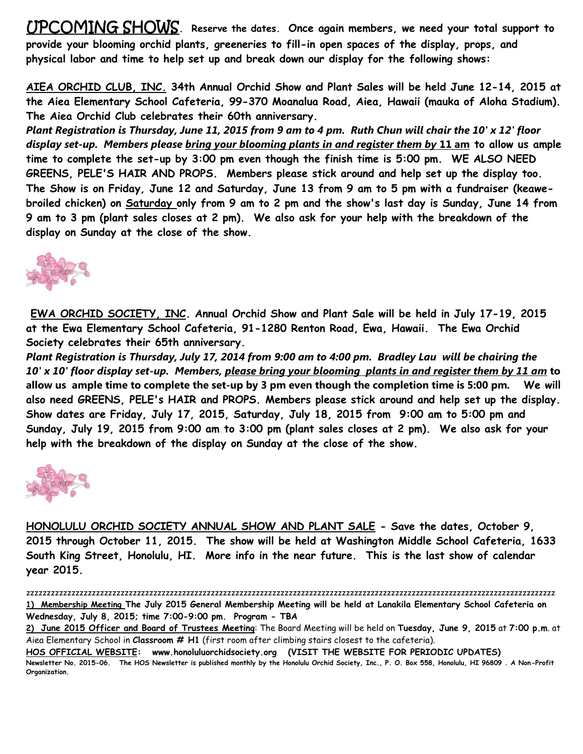**UPCOMING SHOWS. Reserve the dates. Once again members, we need your total support to provide your blooming orchid plants, greeneries to fill-in open spaces of the display, props, and physical labor and time to help set up and break down our display for the following shows:**

**AIEA ORCHID CLUB, INC. 34th Annual Orchid Show and Plant Sales will be held June 12-14, 2015 at the Aiea Elementary School Cafeteria, 99-370 Moanalua Road, Aiea, Hawaii (mauka of Aloha Stadium). The Aiea Orchid Club celebrates their 60th anniversary.**

***Plant Registration is Thursday, June 11, 2015 from 9 am to 4 pm. Ruth Chun will chair the 10' x 12' floor display set-up. Members please bring your blooming plants in and register them by*** **11 am to allow us ample time to complete the set-up by 3:00 pm even though the finish time is 5:00 pm. WE ALSO NEED GREENS, PELE'S HAIR AND PROPS. Members please stick around and help set up the display too. The Show is on Friday, June 12 and Saturday, June 13 from 9 am to 5 pm with a fundraiser (keawe-broiled chicken) on Saturday only from 9 am to 2 pm and the show's last day is Sunday, June 14 from 9 am to 3 pm (plant sales closes at 2 pm). We also ask for your help with the breakdown of the display on Sunday at the close of the show.**

**EWA ORCHID SOCIETY, INC. Annual Orchid Show and Plant Sale will be held in July 17-19, 2015 at the Ewa Elementary School Cafeteria, 91-1280 Renton Road, Ewa, Hawaii. The Ewa Orchid Society celebrates their 65th anniversary.**

***Plant Registration is Thursday, July 17, 2014 from 9:00 am to 4:00 pm. Bradley Lau will be chairing the 10' x 10' floor display set-up. Members, please bring your blooming plants in and register them by 11 am*** **to allow us ample time to complete the set-up by 3 pm even though the completion time is 5:00 pm. We will also need GREENS, PELE's HAIR and PROPS. Members please stick around and help set up the display. Show dates are Friday, July 17, 2015, Saturday, July 18, 2015 from 9:00 am to 5:00 pm and Sunday, July 19, 2015 from 9:00 am to 3:00 pm (plant sales closes at 2 pm). We also ask for your help with the breakdown of the display on Sunday at the close of the show.**

**HONOLULU ORCHID SOCIETY ANNUAL SHOW AND PLANT SALE - Save the dates, October 9, 2015 through October 11, 2015. The show will be held at Washington Middle School Cafeteria, 1633 South King Street, Honolulu, HI. More info in the near future. This is the last show of calendar year 2015.**

zzzzzzzzzzzzzzzzzzzzzzzzzzzzzzzzzzzzzzzzzzzzzzzzzzzzzzzzzzzzzzzzzzzzzzzzzzzzzzzzzzzzzzzzzzzzzzzzzzzzzzzzzzzzzzzzzzzzzzzzzzzzzzzzzz

**1) Membership Meeting The July 2015 General Membership Meeting will be held at Lanakila Elementary School Cafeteria on Wednesday, July 8, 2015; time 7:00-9:00 pm. Program - TBA**

**2) June 2015 Officer and Board of Trustees Meeting**: The Board Meeting will be held on **Tuesday, June 9, 2015** at **7:00 p.m**. at Aiea Elementary School in **Classroom # H1** (first room after climbing stairs closest to the cafeteria).

**HOS OFFICIAL WEBSITE: www.honoluluorchidsociety.org (VISIT THE WEBSITE FOR PERIODIC UPDATES)**

**Newsletter No. 2015-06. The HOS Newsletter is published monthly by the Honolulu Orchid Society, Inc., P. O. Box 558, Honolulu, HI 96809 . A Non-Profit Organization.**